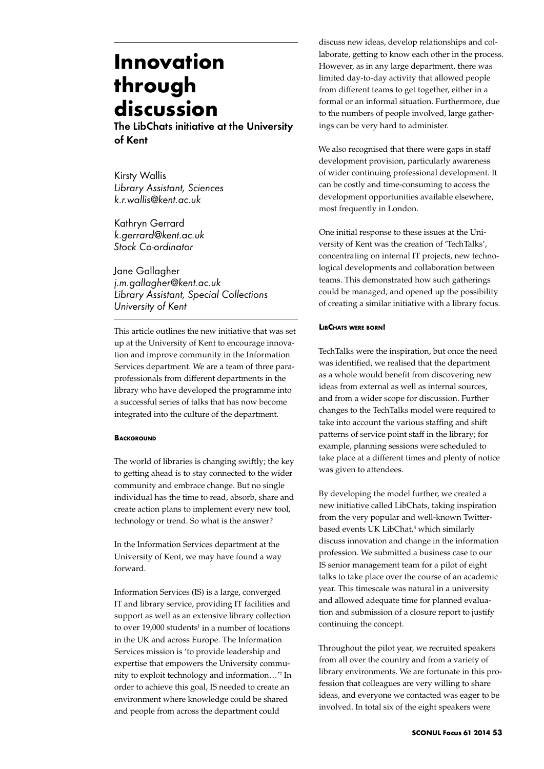# Innovation through discussion

## The LibChats initiative at the University of Kent

Kirsty Wallis
*Library Assistant, Sciences*
*k.r.wallis@kent.ac.uk*

Kathryn Gerrard
*k.gerrard@kent.ac.uk*
*Stock Co-ordinator*

Jane Gallagher
*j.m.gallagher@kent.ac.uk*
*Library Assistant, Special Collections*
*University of Kent*

This article outlines the new initiative that was set up at the University of Kent to encourage innovation and improve community in the Information Services department. We are a team of three paraprofessionals from different departments in the library who have developed the programme into a successful series of talks that has now become integrated into the culture of the department.

### Background

The world of libraries is changing swiftly; the key to getting ahead is to stay connected to the wider community and embrace change. But no single individual has the time to read, absorb, share and create action plans to implement every new tool, technology or trend. So what is the answer?

In the Information Services department at the University of Kent, we may have found a way forward.

Information Services (IS) is a large, converged IT and library service, providing IT facilities and support as well as an extensive library collection to over 19,000 students[1] in a number of locations in the UK and across Europe. The Information Services mission is 'to provide leadership and expertise that empowers the University community to exploit technology and information…'[2] In order to achieve this goal, IS needed to create an environment where knowledge could be shared and people from across the department could discuss new ideas, develop relationships and collaborate, getting to know each other in the process. However, as in any large department, there was limited day-to-day activity that allowed people from different teams to get together, either in a formal or an informal situation. Furthermore, due to the numbers of people involved, large gatherings can be very hard to administer.

We also recognised that there were gaps in staff development provision, particularly awareness of wider continuing professional development. It can be costly and time-consuming to access the development opportunities available elsewhere, most frequently in London.

One initial response to these issues at the University of Kent was the creation of 'TechTalks', concentrating on internal IT projects, new technological developments and collaboration between teams. This demonstrated how such gatherings could be managed, and opened up the possibility of creating a similar initiative with a library focus.

### LibChats were born!

TechTalks were the inspiration, but once the need was identified, we realised that the department as a whole would benefit from discovering new ideas from external as well as internal sources, and from a wider scope for discussion. Further changes to the TechTalks model were required to take into account the various staffing and shift patterns of service point staff in the library; for example, planning sessions were scheduled to take place at a different times and plenty of notice was given to attendees.

By developing the model further, we created a new initiative called LibChats, taking inspiration from the very popular and well-known Twitter-based events UK LibChat,[3] which similarly discuss innovation and change in the information profession. We submitted a business case to our IS senior management team for a pilot of eight talks to take place over the course of an academic year. This timescale was natural in a university and allowed adequate time for planned evaluation and submission of a closure report to justify continuing the concept.

Throughout the pilot year, we recruited speakers from all over the country and from a variety of library environments. We are fortunate in this profession that colleagues are very willing to share ideas, and everyone we contacted was eager to be involved. In total six of the eight speakers were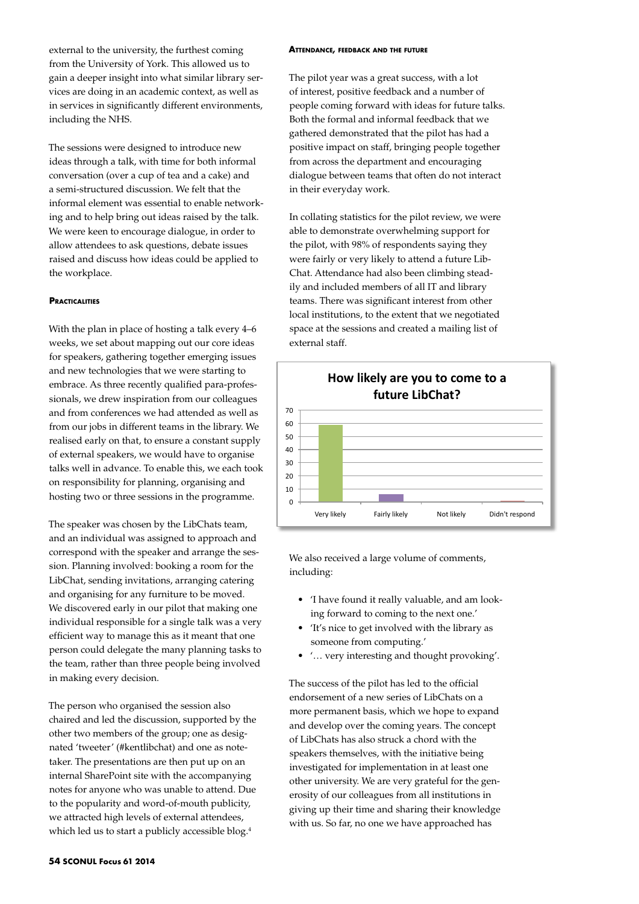external to the university, the furthest coming from the University of York. This allowed us to gain a deeper insight into what similar library services are doing in an academic context, as well as in services in significantly different environments, including the NHS.

The sessions were designed to introduce new ideas through a talk, with time for both informal conversation (over a cup of tea and a cake) and a semi-structured discussion. We felt that the informal element was essential to enable networking and to help bring out ideas raised by the talk. We were keen to encourage dialogue, in order to allow attendees to ask questions, debate issues raised and discuss how ideas could be applied to the workplace.

#### Practicalities

With the plan in place of hosting a talk every 4–6 weeks, we set about mapping out our core ideas for speakers, gathering together emerging issues and new technologies that we were starting to embrace. As three recently qualified para-professionals, we drew inspiration from our colleagues and from conferences we had attended as well as from our jobs in different teams in the library. We realised early on that, to ensure a constant supply of external speakers, we would have to organise talks well in advance. To enable this, we each took on responsibility for planning, organising and hosting two or three sessions in the programme.

The speaker was chosen by the LibChats team, and an individual was assigned to approach and correspond with the speaker and arrange the session. Planning involved: booking a room for the LibChat, sending invitations, arranging catering and organising for any furniture to be moved. We discovered early in our pilot that making one individual responsible for a single talk was a very efficient way to manage this as it meant that one person could delegate the many planning tasks to the team, rather than three people being involved in making every decision.

The person who organised the session also chaired and led the discussion, supported by the other two members of the group; one as designated 'tweeter' (#kentlibchat) and one as note-taker. The presentations are then put up on an internal SharePoint site with the accompanying notes for anyone who was unable to attend. Due to the popularity and word-of-mouth publicity, we attracted high levels of external attendees, which led us to start a publicly accessible blog.[4]

#### Attendance, feedback and the future

The pilot year was a great success, with a lot of interest, positive feedback and a number of people coming forward with ideas for future talks. Both the formal and informal feedback that we gathered demonstrated that the pilot has had a positive impact on staff, bringing people together from across the department and encouraging dialogue between teams that often do not interact in their everyday work.

In collating statistics for the pilot review, we were able to demonstrate overwhelming support for the pilot, with 98% of respondents saying they were fairly or very likely to attend a future LibChat. Attendance had also been climbing steadily and included members of all IT and library teams. There was significant interest from other local institutions, to the extent that we negotiated space at the sessions and created a mailing list of external staff.

**How likely are you to come to a future LibChat?**

| Response | Count (approx.) |
|---|---|
| Very likely | 58 |
| Fairly likely | 6 |
| Not likely | 0 |
| Didn't respond | 1 |

We also received a large volume of comments, including:

- 'I have found it really valuable, and am looking forward to coming to the next one.'
- 'It's nice to get involved with the library as someone from computing.'
- '… very interesting and thought provoking'.

The success of the pilot has led to the official endorsement of a new series of LibChats on a more permanent basis, which we hope to expand and develop over the coming years. The concept of LibChats has also struck a chord with the speakers themselves, with the initiative being investigated for implementation in at least one other university. We are very grateful for the generosity of our colleagues from all institutions in giving up their time and sharing their knowledge with us. So far, no one we have approached has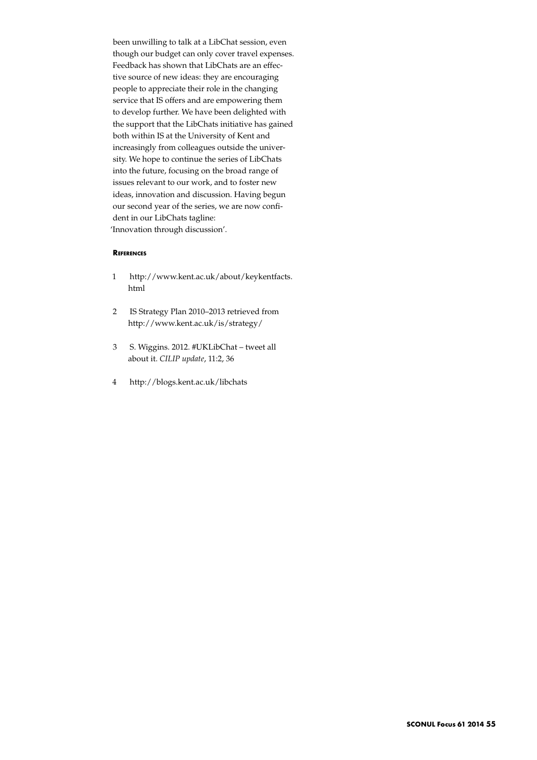been unwilling to talk at a LibChat session, even though our budget can only cover travel expenses. Feedback has shown that LibChats are an effective source of new ideas: they are encouraging people to appreciate their role in the changing service that IS offers and are empowering them to develop further. We have been delighted with the support that the LibChats initiative has gained both within IS at the University of Kent and increasingly from colleagues outside the university. We hope to continue the series of LibChats into the future, focusing on the broad range of issues relevant to our work, and to foster new ideas, innovation and discussion. Having begun our second year of the series, we are now confident in our LibChats tagline:
'Innovation through discussion'.

#### References

1 http://www.kent.ac.uk/about/keykentfacts.html

2 IS Strategy Plan 2010–2013 retrieved from http://www.kent.ac.uk/is/strategy/

3 S. Wiggins. 2012. #UKLibChat – tweet all about it. *CILIP update*, 11:2, 36

4 http://blogs.kent.ac.uk/libchats